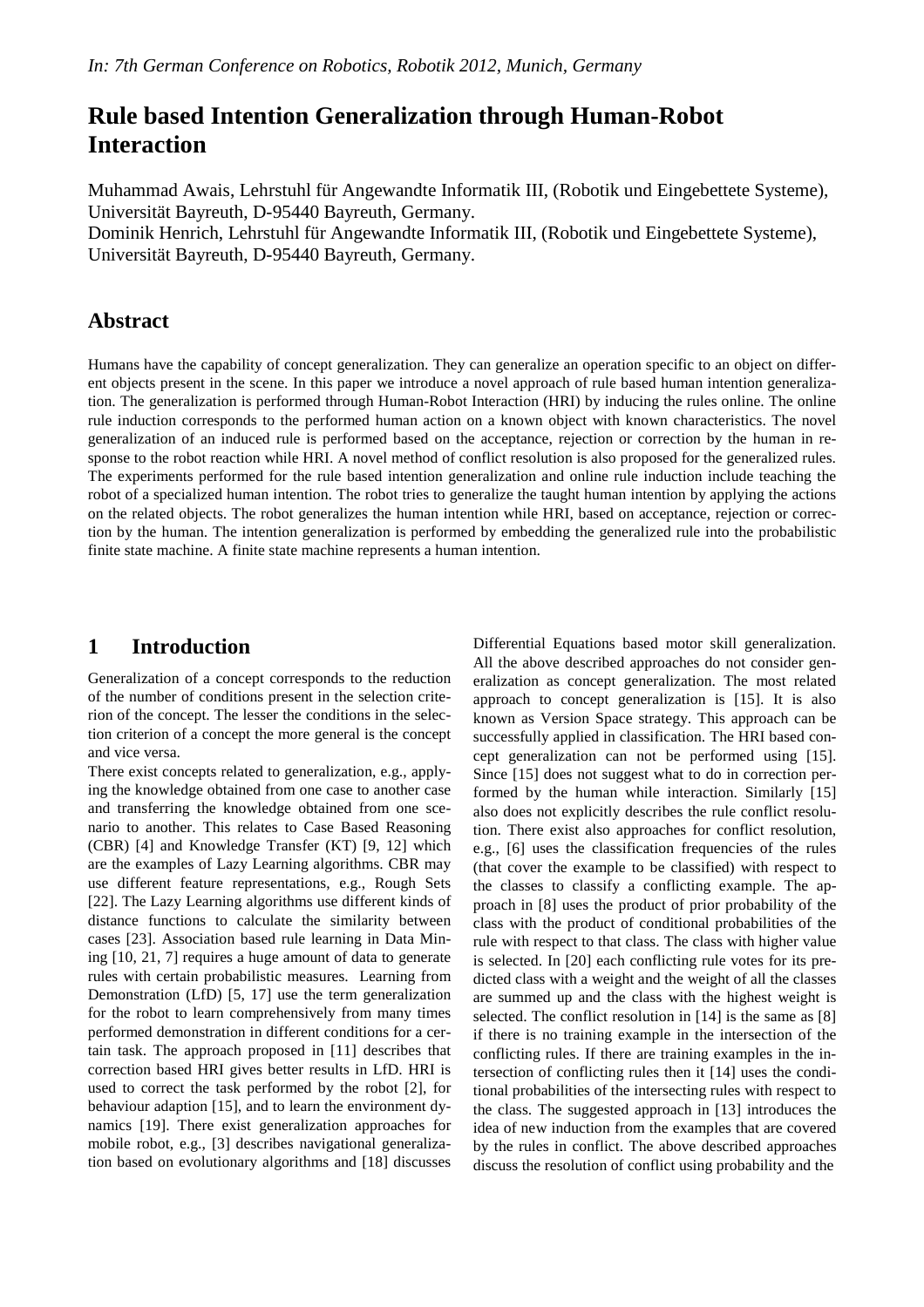*In: 7th German Conference on Robotics, Robotik 2012, Munich, Germany*

# Rule based Intention Generalization through Human-Robot Interaction

Muhammad Awais, Lehrstuhl für Angewandte Informatik III, (Robotik und Eingebettete Systeme), Universität Bayreuth, D-95440 Bayreuth, Germany.
Dominik Henrich, Lehrstuhl für Angewandte Informatik III, (Robotik und Eingebettete Systeme), Universität Bayreuth, D-95440 Bayreuth, Germany.

## Abstract

Humans have the capability of concept generalization. They can generalize an operation specific to an object on different objects present in the scene. In this paper we introduce a novel approach of rule based human intention generalization. The generalization is performed through Human-Robot Interaction (HRI) by inducing the rules online. The online rule induction corresponds to the performed human action on a known object with known characteristics. The novel generalization of an induced rule is performed based on the acceptance, rejection or correction by the human in response to the robot reaction while HRI. A novel method of conflict resolution is also proposed for the generalized rules. The experiments performed for the rule based intention generalization and online rule induction include teaching the robot of a specialized human intention. The robot tries to generalize the taught human intention by applying the actions on the related objects. The robot generalizes the human intention while HRI, based on acceptance, rejection or correction by the human. The intention generalization is performed by embedding the generalized rule into the probabilistic finite state machine. A finite state machine represents a human intention.

## 1 Introduction

Generalization of a concept corresponds to the reduction of the number of conditions present in the selection criterion of the concept. The lesser the conditions in the selection criterion of a concept the more general is the concept and vice versa.

There exist concepts related to generalization, e.g., applying the knowledge obtained from one case to another case and transferring the knowledge obtained from one scenario to another. This relates to Case Based Reasoning (CBR) [4] and Knowledge Transfer (KT) [9, 12] which are the examples of Lazy Learning algorithms. CBR may use different feature representations, e.g., Rough Sets [22]. The Lazy Learning algorithms use different kinds of distance functions to calculate the similarity between cases [23]. Association based rule learning in Data Mining [10, 21, 7] requires a huge amount of data to generate rules with certain probabilistic measures. Learning from Demonstration (LfD) [5, 17] use the term generalization for the robot to learn comprehensively from many times performed demonstration in different conditions for a certain task. The approach proposed in [11] describes that correction based HRI gives better results in LfD. HRI is used to correct the task performed by the robot [2], for behaviour adaption [15], and to learn the environment dynamics [19]. There exist generalization approaches for mobile robot, e.g., [3] describes navigational generalization based on evolutionary algorithms and [18] discusses Differential Equations based motor skill generalization. All the above described approaches do not consider generalization as concept generalization. The most related approach to concept generalization is [15]. It is also known as Version Space strategy. This approach can be successfully applied in classification. The HRI based concept generalization can not be performed using [15]. Since [15] does not suggest what to do in correction performed by the human while interaction. Similarly [15] also does not explicitly describes the rule conflict resolution. There exist also approaches for conflict resolution, e.g., [6] uses the classification frequencies of the rules (that cover the example to be classified) with respect to the classes to classify a conflicting example. The approach in [8] uses the product of prior probability of the class with the product of conditional probabilities of the rule with respect to that class. The class with higher value is selected. In [20] each conflicting rule votes for its predicted class with a weight and the weight of all the classes are summed up and the class with the highest weight is selected. The conflict resolution in [14] is the same as [8] if there is no training example in the intersection of the conflicting rules. If there are training examples in the intersection of conflicting rules then it [14] uses the conditional probabilities of the intersecting rules with respect to the class. The suggested approach in [13] introduces the idea of new induction from the examples that are covered by the rules in conflict. The above described approaches discuss the resolution of conflict using probability and the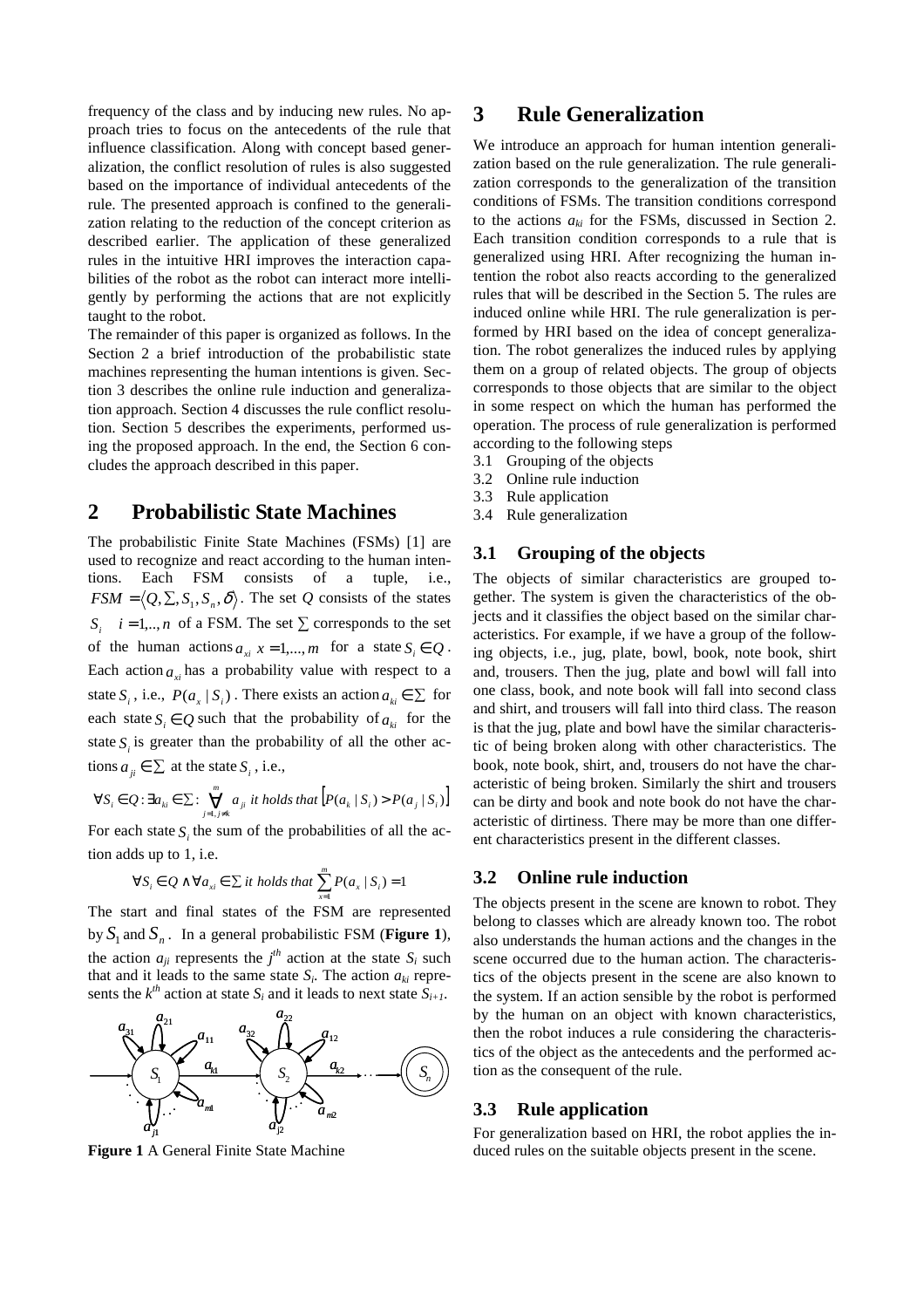frequency of the class and by inducing new rules. No approach tries to focus on the antecedents of the rule that influence classification. Along with concept based generalization, the conflict resolution of rules is also suggested based on the importance of individual antecedents of the rule. The presented approach is confined to the generalization relating to the reduction of the concept criterion as described earlier. The application of these generalized rules in the intuitive HRI improves the interaction capabilities of the robot as the robot can interact more intelligently by performing the actions that are not explicitly taught to the robot.

The remainder of this paper is organized as follows. In the Section 2 a brief introduction of the probabilistic state machines representing the human intentions is given. Section 3 describes the online rule induction and generalization approach. Section 4 discusses the rule conflict resolution. Section 5 describes the experiments, performed using the proposed approach. In the end, the Section 6 concludes the approach described in this paper.

## 2 Probabilistic State Machines

The probabilistic Finite State Machines (FSMs) [1] are used to recognize and react according to the human intentions. Each FSM consists of a tuple, i.e., $FSM = \langle Q, \Sigma, S_1, S_n, \delta \rangle$. The set $Q$ consists of the states $S_i \quad i = 1,..,n$ of a FSM. The set $\Sigma$ corresponds to the set of the human actions $a_{xi}$ $x = 1,...,m$ for a state $S_i \in Q$. Each action $a_{xi}$ has a probability value with respect to a state $S_i$, i.e., $P(a_x | S_i)$. There exists an action $a_{ki} \in \Sigma$ for each state $S_i \in Q$ such that the probability of $a_{ki}$ for the state $S_i$ is greater than the probability of all the other actions $a_{ji} \in \Sigma$ at the state $S_i$, i.e.,

$$\forall S_i \in Q : \exists a_{ki} \in \Sigma : \underset{j=1,\, j \neq k}{\overset{m}{\forall}} a_{ji} \text{ it holds that } \left[ P(a_k | S_i) > P(a_j | S_i) \right]$$

For each state $S_i$ the sum of the probabilities of all the action adds up to 1, i.e.

$$\forall S_i \in Q \wedge \forall a_{xi} \in \Sigma \text{ it holds that } \sum_{x=1}^{m} P(a_x | S_i) = 1$$

The start and final states of the FSM are represented by $S_1$ and $S_n$. In a general probabilistic FSM (**Figure 1**), the action $a_{ji}$ represents the $j^{th}$ action at the state $S_i$ such that and it leads to the same state $S_i$. The action $a_{ki}$ represents the $k^{th}$ action at state $S_i$ and it leads to next state $S_{i+1}$.

**Figure 1** A General Finite State Machine

## 3 Rule Generalization

We introduce an approach for human intention generalization based on the rule generalization. The rule generalization corresponds to the generalization of the transition conditions of FSMs. The transition conditions correspond to the actions $a_{ki}$ for the FSMs, discussed in Section 2. Each transition condition corresponds to a rule that is generalized using HRI. After recognizing the human intention the robot also reacts according to the generalized rules that will be described in the Section 5. The rules are induced online while HRI. The rule generalization is performed by HRI based on the idea of concept generalization. The robot generalizes the induced rules by applying them on a group of related objects. The group of objects corresponds to those objects that are similar to the object in some respect on which the human has performed the operation. The process of rule generalization is performed according to the following steps

3.1 Grouping of the objects
3.2 Online rule induction
3.3 Rule application
3.4 Rule generalization

### 3.1 Grouping of the objects

The objects of similar characteristics are grouped together. The system is given the characteristics of the objects and it classifies the object based on the similar characteristics. For example, if we have a group of the following objects, i.e., jug, plate, bowl, book, note book, shirt and, trousers. Then the jug, plate and bowl will fall into one class, book, and note book will fall into second class and shirt, and trousers will fall into third class. The reason is that the jug, plate and bowl have the similar characteristic of being broken along with other characteristics. The book, note book, shirt, and, trousers do not have the characteristic of being broken. Similarly the shirt and trousers can be dirty and book and note book do not have the characteristic of dirtiness. There may be more than one different characteristics present in the different classes.

### 3.2 Online rule induction

The objects present in the scene are known to robot. They belong to classes which are already known too. The robot also understands the human actions and the changes in the scene occurred due to the human action. The characteristics of the objects present in the scene are also known to the system. If an action sensible by the robot is performed by the human on an object with known characteristics, then the robot induces a rule considering the characteristics of the object as the antecedents and the performed action as the consequent of the rule.

### 3.3 Rule application

For generalization based on HRI, the robot applies the induced rules on the suitable objects present in the scene.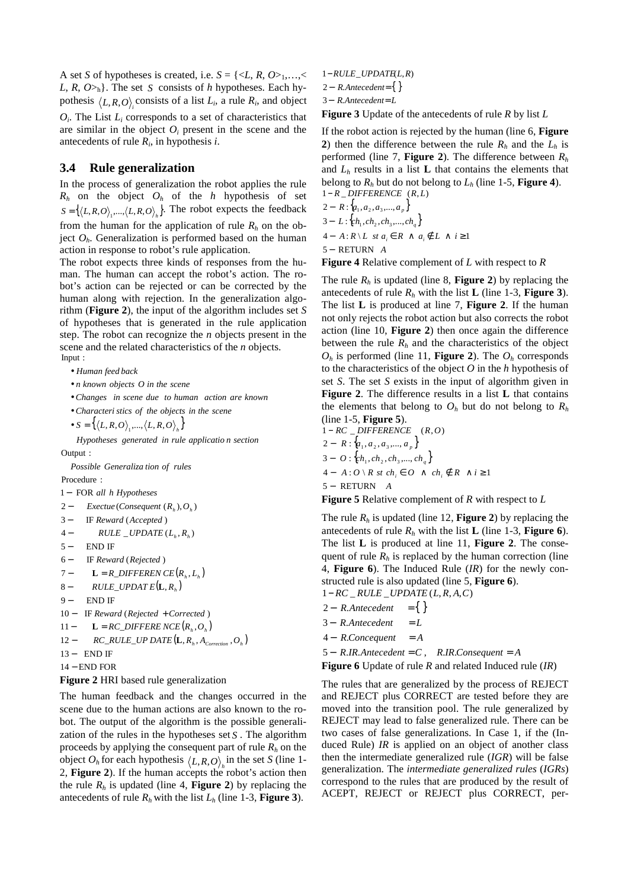A set *S* of hypotheses is created, i.e. $S = \{<L, R, O>_1,\ldots,< L, R, O>_h\}$. The set $S$ consists of *h* hypotheses. Each hypothesis $\langle L,R,O\rangle_i$ consists of a list $L_i$, a rule $R_i$, and object $O_i$. The List $L_i$ corresponds to a set of characteristics that are similar in the object $O_i$ present in the scene and the antecedents of rule $R_i$, in hypothesis *i*.

### 3.4 Rule generalization

In the process of generalization the robot applies the rule $R_h$ on the object $O_h$ of the *h* hypothesis of set $S = \{\langle L,R,O\rangle_1,\ldots,\langle L,R,O\rangle_h\}$. The robot expects the feedback from the human for the application of rule $R_h$ on the object $O_h$. Generalization is performed based on the human action in response to robot's rule application.

The robot expects three kinds of responses from the human. The human can accept the robot's action. The robot's action can be rejected or can be corrected by the human along with rejection. In the generalization algorithm (**Figure 2**), the input of the algorithm includes set *S* of hypotheses that is generated in the rule application step. The robot can recognize the *n* objects present in the scene and the related characteristics of the *n* objects.

```
Input :
  • Human feed back
  • n known objects O in the scene
  • Changes in scene due to human action are known
  • Characteristics of the objects in the scene
  • S = {<L,R,O>_1, ..., <L,R,O>_h}
    Hypotheses generated in rule application section
Output :
  Possible Generalization of rules
Procedure :
1 − FOR all h Hypotheses
2 −     Exectue(Consequent(R_h), O_h)
3 −     IF Reward(Accepted)
4 −         RULE_UPDATE(L_h, R_h)
5 −     END IF
6 −     IF Reward(Rejected)
7 −         L = R_DIFFERENCE(R_h, L_h)
8 −         RULE_UPDATE(L, R_h)
9 −     END IF
10 −  IF Reward(Rejected + Corrected)
11 −      L = RC_DIFFERENCE(R_h, O_h)
12 −      RC_RULE_UPDATE(L, R_h, A_Correction, O_h)
13 −  END IF
14 − END FOR
```

**Figure 2** HRI based rule generalization

The human feedback and the changes occurred in the scene due to the human actions are also known to the robot. The output of the algorithm is the possible generalization of the rules in the hypotheses set $S$. The algorithm proceeds by applying the consequent part of rule $R_h$ on the object $O_h$ for each hypothesis $\langle L,R,O\rangle_h$ in the set *S* (line 1-2, **Figure 2**). If the human accepts the robot's action then the rule $R_h$ is updated (line 4, **Figure 2**) by replacing the antecedents of rule $R_h$ with the list $L_h$ (line 1-3, **Figure 3**).

```
1 − RULE_UPDATE(L, R)
2 − R.Antecedent = { }
3 − R.Antecedent = L
```

**Figure 3** Update of the antecedents of rule *R* by list *L*

If the robot action is rejected by the human (line 6, **Figure 2**) then the difference between the rule $R_h$ and the $L_h$ is performed (line 7, **Figure 2**). The difference between $R_h$ and $L_h$ results in a list **L** that contains the elements that belong to $R_h$ but do not belong to $L_h$ (line 1-5, **Figure 4**).

$$
\begin{aligned}
&1 - R\_DIFFERENCE \ (R, L)\\
&2 - R : \{a_1, a_2, a_3, \ldots, a_p\}\\
&3 - L : \{ch_1, ch_2, ch_3, \ldots, ch_q\}\\
&4 - A : R \setminus L \ \ st \ a_i \in R \ \wedge \ a_i \notin L \ \wedge \ i \geq 1\\
&5 - \text{RETURN} \ \ A
\end{aligned}
$$

**Figure 4** Relative complement of *L* with respect to *R*

The rule $R_h$ is updated (line 8, **Figure 2**) by replacing the antecedents of rule $R_h$ with the list **L** (line 1-3, **Figure 3**). The list **L** is produced at line 7, **Figure 2**. If the human not only rejects the robot action but also corrects the robot action (line 10, **Figure 2**) then once again the difference between the rule $R_h$ and the characteristics of the object $O_h$ is performed (line 11, **Figure 2**). The $O_h$ corresponds to the characteristics of the object *O* in the *h* hypothesis of set *S*. The set *S* exists in the input of algorithm given in **Figure 2**. The difference results in a list **L** that contains the elements that belong to $O_h$ but do not belong to $R_h$ (line 1-5, **Figure 5**).

$$
\begin{aligned}
&1 - RC\_DIFFERENCE \ \ (R, O)\\
&2 - R : \{a_1, a_2, a_3, \ldots, a_p\}\\
&3 - O : \{ch_1, ch_2, ch_3, \ldots, ch_q\}\\
&4 - A : O \setminus R \ \ st \ ch_i \in O \ \wedge \ ch_i \notin R \ \wedge i \geq 1\\
&5 - \text{RETURN} \ \ A
\end{aligned}
$$

**Figure 5** Relative complement of *R* with respect to *L*

The rule $R_h$ is updated (line 12, **Figure 2**) by replacing the antecedents of rule $R_h$ with the list **L** (line 1-3, **Figure 6**). The list **L** is produced at line 11, **Figure 2**. The consequent of rule $R_h$ is replaced by the human correction (line 4, **Figure 6**). The Induced Rule (*IR*) for the newly constructed rule is also updated (line 5, **Figure 6**).

```
1 − RC_RULE_UPDATE(L, R, A, C)
2 − R.Antecedent = { }
3 − R.Antecedent = L
4 − R.Concequent = A
5 − R.IR.Antecedent = C ,   R.IR.Consequent = A
```

**Figure 6** Update of rule *R* and related Induced rule (*IR*)

The rules that are generalized by the process of REJECT and REJECT plus CORRECT are tested before they are moved into the transition pool. The rule generalized by REJECT may lead to false generalized rule. There can be two cases of false generalizations. In Case 1, if the (Induced Rule) *IR* is applied on an object of another class then the intermediate generalized rule (*IGR*) will be false generalization. The *intermediate generalized rules* (*IGRs*) correspond to the rules that are produced by the result of ACEPT, REJECT or REJECT plus CORRECT, per-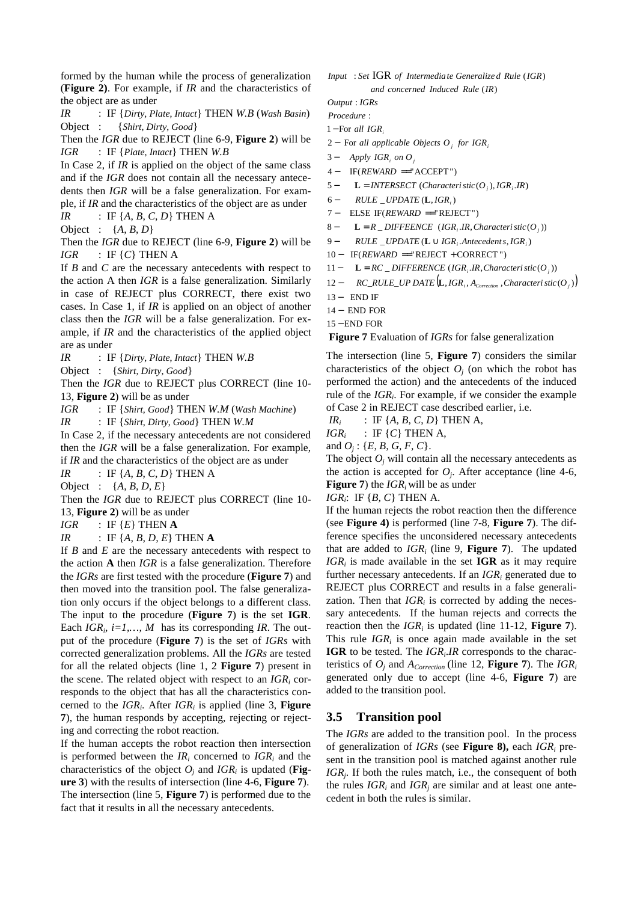formed by the human while the process of generalization (**Figure 2**). For example, if *IR* and the characteristics of the object are as under

*IR* : IF {*Dirty*, *Plate*, *Intact*} THEN *W.B* (*Wash Basin*)
Object : {*Shirt*, *Dirty*, *Good*}

Then the *IGR* due to REJECT (line 6-9, **Figure 2**) will be
*IGR* : IF {*Plate*, *Intact*} THEN *W.B*

In Case 2, if *IR* is applied on the object of the same class and if the *IGR* does not contain all the necessary antecedents then *IGR* will be a false generalization. For example, if *IR* and the characteristics of the object are as under

*IR* : IF {*A*, *B*, *C*, *D*} THEN A
Object : {*A*, *B*, *D*}

Then the *IGR* due to REJECT (line 6-9, **Figure 2**) will be
*IGR* : IF {*C*} THEN A

If *B* and *C* are the necessary antecedents with respect to the action A then *IGR* is a false generalization. Similarly in case of REJECT plus CORRECT, there exist two cases. In Case 1, if *IR* is applied on an object of another class then the *IGR* will be a false generalization. For example, if *IR* and the characteristics of the applied object are as under

*IR* : IF {*Dirty*, *Plate*, *Intact*} THEN *W.B*
Object : {*Shirt*, *Dirty*, *Good*}

Then the *IGR* due to REJECT plus CORRECT (line 10-13, **Figure 2**) will be as under

*IGR* : IF {*Shirt*, *Good*} THEN *W.M* (*Wash Machine*)
*IR* : IF {*Shirt*, *Dirty*, *Good*} THEN *W.M*

In Case 2, if the necessary antecedents are not considered then the *IGR* will be a false generalization. For example, if *IR* and the characteristics of the object are as under

*IR* : IF {*A*, *B*, *C*, *D*} THEN A
Object : {*A*, *B*, *D*, *E*}

Then the *IGR* due to REJECT plus CORRECT (line 10-13, **Figure 2**) will be as under

*IGR* : IF {*E*} THEN **A**
*IR* : IF {*A*, *B*, *D*, *E*} THEN **A**

If *B* and *E* are the necessary antecedents with respect to the action **A** then *IGR* is a false generalization. Therefore the *IGRs* are first tested with the procedure (**Figure 7**) and then moved into the transition pool. The false generalization only occurs if the object belongs to a different class. The input to the procedure (**Figure 7**) is the set **IGR**. Each $IGR_i$, $i=1,\ldots, M$ has its corresponding *IR*. The output of the procedure (**Figure 7**) is the set of *IGRs* with corrected generalization problems. All the *IGRs* are tested for all the related objects (line 1, 2 **Figure 7**) present in the scene. The related object with respect to an $IGR_i$ corresponds to the object that has all the characteristics concerned to the $IGR_i$. After $IGR_i$ is applied (line 3, **Figure 7**), the human responds by accepting, rejecting or rejecting and correcting the robot reaction.

If the human accepts the robot reaction then intersection is performed between the $IR_i$ concerned to $IGR_i$ and the characteristics of the object $O_j$ and $IGR_i$ is updated (**Figure 3**) with the results of intersection (line 4-6, **Figure 7**). The intersection (line 5, **Figure 7**) is performed due to the fact that it results in all the necessary antecedents.

*Input* : *Set* IGR *of Intermediate Generalized Rule* (*IGR*) *and concerned Induced Rule* (*IR*)
*Output* : *IGRs*
*Procedure* :
1 − For *all* $IGR_i$
2 − For *all applicable Objects* $O_j$ *for* $IGR_i$
3 − *Apply* $IGR_i$ *on* $O_j$
4 − IF($REWARD$ == "ACCEPT")
5 − $\mathbf{L} = INTERSECT\,(Characteristic(O_j), IGR_i.IR)$
6 − $RULE\_UPDATE(\mathbf{L}, IGR_i)$
7 − ELSE IF($REWARD$ == "REJECT")
8 − $\mathbf{L} = R\_DIFFEENCE\;(IGR_i.IR, Characteristic(O_j))$
9 − $RULE\_UPDATE(\mathbf{L} \cup IGR_i.Antecedents, IGR_i)$
10 − IF($REWARD$ == "REJECT + CORRECT")
11 − $\mathbf{L} = RC\_DIFFERENCE\,(IGR_i.IR, Characteristic(O_j))$
12 − $RC\_RULE\_UPDATE\left(\mathbf{L}, IGR_i, A_{Correction}, Characteristic(O_j)\right)$
13 − END IF
14 − END FOR
15 − END FOR

**Figure 7** Evaluation of *IGRs* for false generalization

The intersection (line 5, **Figure 7**) considers the similar characteristics of the object $O_j$ (on which the robot has performed the action) and the antecedents of the induced rule of the $IGR_i$. For example, if we consider the example of Case 2 in REJECT case described earlier, i.e.

$IR_i$ : IF {*A*, *B*, *C*, *D*} THEN A,
$IGR_i$ : IF {*C*} THEN A,
and $O_j$ : {*E*, *B*, *G*, *F*, *C*}.

The object $O_j$ will contain all the necessary antecedents as the action is accepted for $O_j$. After acceptance (line 4-6, **Figure 7**) the $IGR_i$ will be as under

$IGR_i$: IF {*B*, *C*} THEN A.

If the human rejects the robot reaction then the difference (see **Figure 4)** is performed (line 7-8, **Figure 7**). The difference specifies the unconsidered necessary antecedents that are added to $IGR_i$ (line 9, **Figure 7**). The updated $IGR_i$ is made available in the set **IGR** as it may require further necessary antecedents. If an $IGR_i$ generated due to REJECT plus CORRECT and results in a false generalization. Then that $IGR_i$ is corrected by adding the necessary antecedents. If the human rejects and corrects the reaction then the $IGR_i$ is updated (line 11-12, **Figure 7**). This rule $IGR_i$ is once again made available in the set **IGR** to be tested. The $IGR_i.IR$ corresponds to the characteristics of $O_j$ and $A_{Correction}$ (line 12, **Figure 7**). The $IGR_i$ generated only due to accept (line 4-6, **Figure 7**) are added to the transition pool.

## 3.5 Transition pool

The *IGRs* are added to the transition pool. In the process of generalization of *IGRs* (see **Figure 8),** each $IGR_i$ present in the transition pool is matched against another rule $IGR_j$. If both the rules match, i.e., the consequent of both the rules $IGR_i$ and $IGR_j$ are similar and at least one antecedent in both the rules is similar.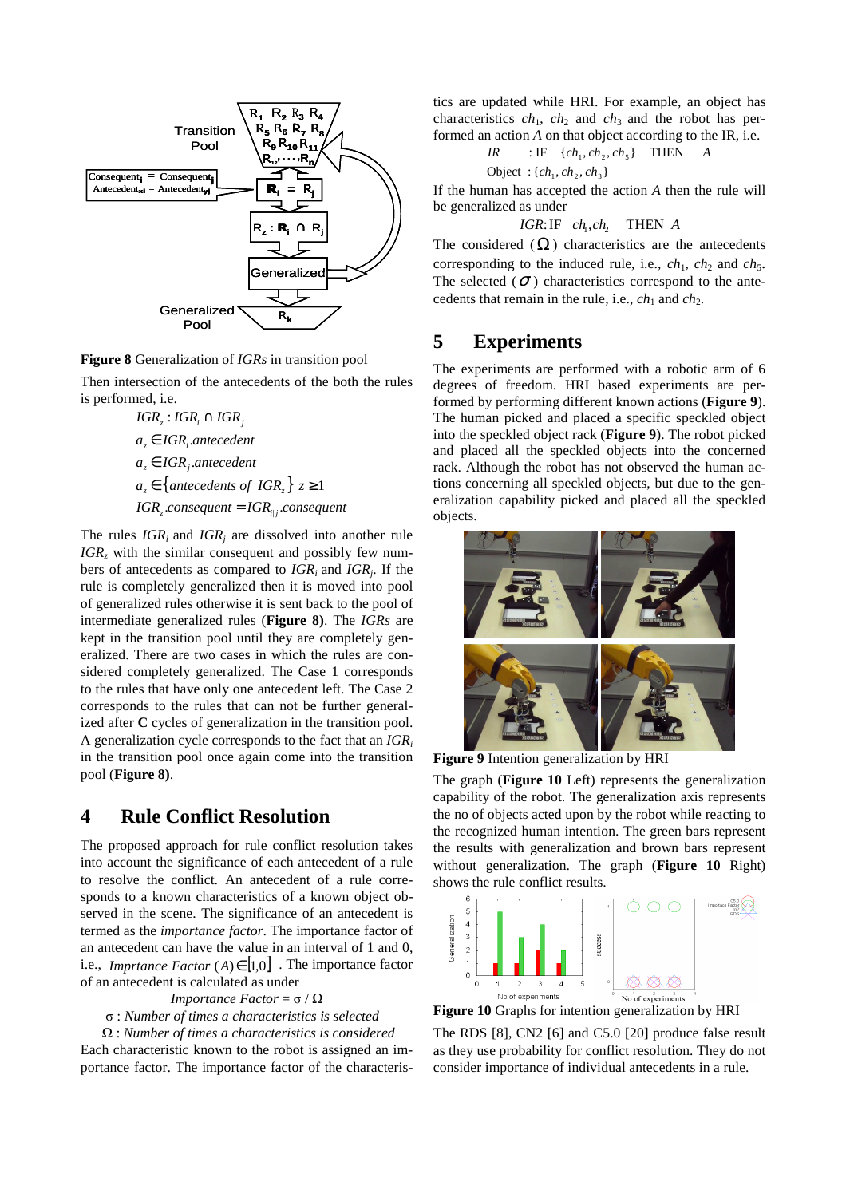**Figure 8** Generalization of *IGRs* in transition pool

Then intersection of the antecedents of the both the rules is performed, i.e.

$$IGR_z : IGR_i \cap IGR_j$$
$$a_z \in IGR_i.antecedent$$
$$a_z \in IGR_j.antecedent$$
$$a_z \in \{antecedents\ of\ IGR_z\}\ z \geq 1$$
$$IGR_z.consequent = IGR_{i||j}.consequent$$

The rules $IGR_i$ and $IGR_j$ are dissolved into another rule $IGR_z$ with the similar consequent and possibly few numbers of antecedents as compared to $IGR_i$ and $IGR_j$. If the rule is completely generalized then it is moved into pool of generalized rules otherwise it is sent back to the pool of intermediate generalized rules (**Figure 8**). The *IGRs* are kept in the transition pool until they are completely generalized. There are two cases in which the rules are considered completely generalized. The Case 1 corresponds to the rules that have only one antecedent left. The Case 2 corresponds to the rules that can not be further generalized after **C** cycles of generalization in the transition pool. A generalization cycle corresponds to the fact that an $IGR_i$ in the transition pool once again come into the transition pool (**Figure 8**).

## 4 Rule Conflict Resolution

The proposed approach for rule conflict resolution takes into account the significance of each antecedent of a rule to resolve the conflict. An antecedent of a rule corresponds to a known characteristics of a known object observed in the scene. The significance of an antecedent is termed as the *importance factor*. The importance factor of an antecedent can have the value in an interval of 1 and 0, i.e., *Imprtance Factor* $(A) \in [1,0]$ . The importance factor of an antecedent is calculated as under

$$Importance\ Factor = \sigma / \Omega$$

$\sigma$ : *Number of times a characteristics is selected*

$\Omega$ : *Number of times a characteristics is considered*

Each characteristic known to the robot is assigned an importance factor. The importance factor of the characteristics are updated while HRI. For example, an object has characteristics $ch_1$, $ch_2$ and $ch_3$ and the robot has performed an action $A$ on that object according to the IR, i.e.

$$IR \quad : \text{IF} \quad \{ch_1, ch_2, ch_5\} \quad \text{THEN} \quad A$$
$$\text{Object} \ : \{ch_1, ch_2, ch_3\}$$

If the human has accepted the action $A$ then the rule will be generalized as under

$$IGR : \text{IF} \quad ch_1, ch_2 \quad \text{THEN} \ A$$

The considered ($\Omega$) characteristics are the antecedents corresponding to the induced rule, i.e., $ch_1$, $ch_2$ and $ch_5$. The selected ($\sigma$) characteristics correspond to the antecedents that remain in the rule, i.e., $ch_1$ and $ch_2$.

## 5 Experiments

The experiments are performed with a robotic arm of 6 degrees of freedom. HRI based experiments are performed by performing different known actions (**Figure 9**). The human picked and placed a specific speckled object into the speckled object rack (**Figure 9**). The robot picked and placed all the speckled objects into the concerned rack. Although the robot has not observed the human actions concerning all speckled objects, but due to the generalization capability picked and placed all the speckled objects.

**Figure 9** Intention generalization by HRI

The graph (**Figure 10** Left) represents the generalization capability of the robot. The generalization axis represents the no of objects acted upon by the robot while reacting to the recognized human intention. The green bars represent the results with generalization and brown bars represent without generalization. The graph (**Figure 10** Right) shows the rule conflict results.

**Figure 10** Graphs for intention generalization by HRI

The RDS [8], CN2 [6] and C5.0 [20] produce false result as they use probability for conflict resolution. They do not consider importance of individual antecedents in a rule.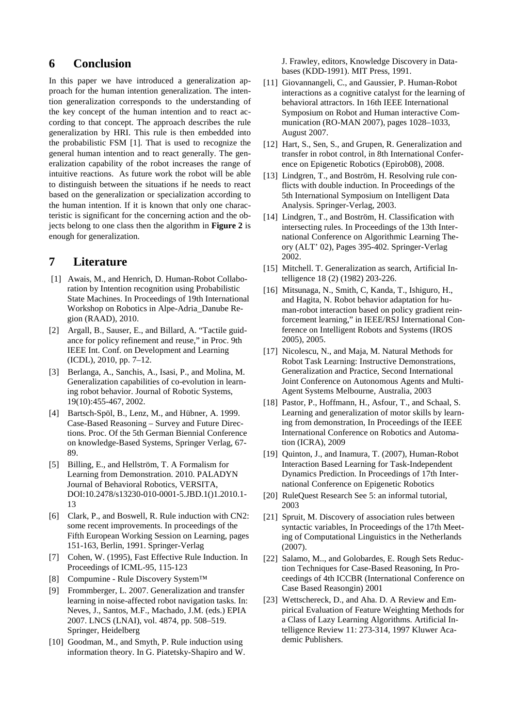## 6 Conclusion

In this paper we have introduced a generalization approach for the human intention generalization. The intention generalization corresponds to the understanding of the key concept of the human intention and to react according to that concept. The approach describes the rule generalization by HRI. This rule is then embedded into the probabilistic FSM [1]. That is used to recognize the general human intention and to react generally. The generalization capability of the robot increases the range of intuitive reactions. As future work the robot will be able to distinguish between the situations if he needs to react based on the generalization or specialization according to the human intention. If it is known that only one characteristic is significant for the concerning action and the objects belong to one class then the algorithm in **Figure 2** is enough for generalization.

## 7 Literature

[1] Awais, M., and Henrich, D. Human-Robot Collaboration by Intention recognition using Probabilistic State Machines. In Proceedings of 19th International Workshop on Robotics in Alpe-Adria_Danube Region (RAAD), 2010.

[2] Argall, B., Sauser, E., and Billard, A. "Tactile guidance for policy refinement and reuse," in Proc. 9th IEEE Int. Conf. on Development and Learning (ICDL), 2010, pp. 7–12.

[3] Berlanga, A., Sanchis, A., Isasi, P., and Molina, M. Generalization capabilities of co-evolution in learning robot behavior. Journal of Robotic Systems, 19(10):455-467, 2002.

[4] Bartsch-Spöl, B., Lenz, M., and Hübner, A. 1999. Case-Based Reasoning – Survey and Future Directions. Proc. Of the 5th German Biennial Conference on knowledge-Based Systems, Springer Verlag, 67-89.

[5] Billing, E., and Hellström, T. A Formalism for Learning from Demonstration. 2010. PALADYN Journal of Behavioral Robotics, VERSITA, DOI:10.2478/s13230-010-0001-5.JBD.1()1.2010.1-13

[6] Clark, P., and Boswell, R. Rule induction with CN2: some recent improvements. In proceedings of the Fifth European Working Session on Learning, pages 151-163, Berlin, 1991. Springer-Verlag

[7] Cohen, W. (1995), Fast Effective Rule Induction. In Proceedings of ICML-95, 115-123

[8] Compumine - Rule Discovery System™

[9] Frommberger, L. 2007. Generalization and transfer learning in noise-affected robot navigation tasks. In: Neves, J., Santos, M.F., Machado, J.M. (eds.) EPIA 2007. LNCS (LNAI), vol. 4874, pp. 508–519. Springer, Heidelberg

[10] Goodman, M., and Smyth, P. Rule induction using information theory. In G. Piatetsky-Shapiro and W. J. Frawley, editors, Knowledge Discovery in Databases (KDD-1991). MIT Press, 1991.

[11] Giovannangeli, C., and Gaussier, P. Human-Robot interactions as a cognitive catalyst for the learning of behavioral attractors. In 16th IEEE International Symposium on Robot and Human interactive Communication (RO-MAN 2007), pages 1028–1033, August 2007.

[12] Hart, S., Sen, S., and Grupen, R. Generalization and transfer in robot control, in 8th International Conference on Epigenetic Robotics (Epirob08), 2008.

[13] Lindgren, T., and Boström, H. Resolving rule conflicts with double induction. In Proceedings of the 5th International Symposium on Intelligent Data Analysis. Springer-Verlag, 2003.

[14] Lindgren, T., and Boström, H. Classification with intersecting rules. In Proceedings of the 13th International Conference on Algorithmic Learning Theory (ALT' 02), Pages 395-402. Springer-Verlag 2002.

[15] Mitchell. T. Generalization as search, Artificial Intelligence 18 (2) (1982) 203-226.

[16] Mitsunaga, N., Smith, C, Kanda, T., Ishiguro, H., and Hagita, N. Robot behavior adaptation for human-robot interaction based on policy gradient reinforcement learning," in IEEE/RSJ International Conference on Intelligent Robots and Systems (IROS 2005), 2005.

[17] Nicolescu, N., and Maja, M. Natural Methods for Robot Task Learning: Instructive Demonstrations, Generalization and Practice, Second International Joint Conference on Autonomous Agents and Multi-Agent Systems Melbourne, Australia, 2003

[18] Pastor, P., Hoffmann, H., Asfour, T., and Schaal, S. Learning and generalization of motor skills by learning from demonstration, In Proceedings of the IEEE International Conference on Robotics and Automation (ICRA), 2009

[19] Quinton, J., and Inamura, T. (2007), Human-Robot Interaction Based Learning for Task-Independent Dynamics Prediction. In Proceedings of 17th International Conference on Epigenetic Robotics

[20] RuleQuest Research See 5: an informal tutorial, 2003

[21] Spruit, M. Discovery of association rules between syntactic variables, In Proceedings of the 17th Meeting of Computational Linguistics in the Netherlands (2007).

[22] Salamo, M.., and Golobardes, E. Rough Sets Reduction Techniques for Case-Based Reasoning, In Proceedings of 4th ICCBR (International Conference on Case Based Reasongin) 2001

[23] Wettschereck, D., and Aha. D. A Review and Empirical Evaluation of Feature Weighting Methods for a Class of Lazy Learning Algorithms. Artificial Intelligence Review 11: 273-314, 1997 Kluwer Academic Publishers.